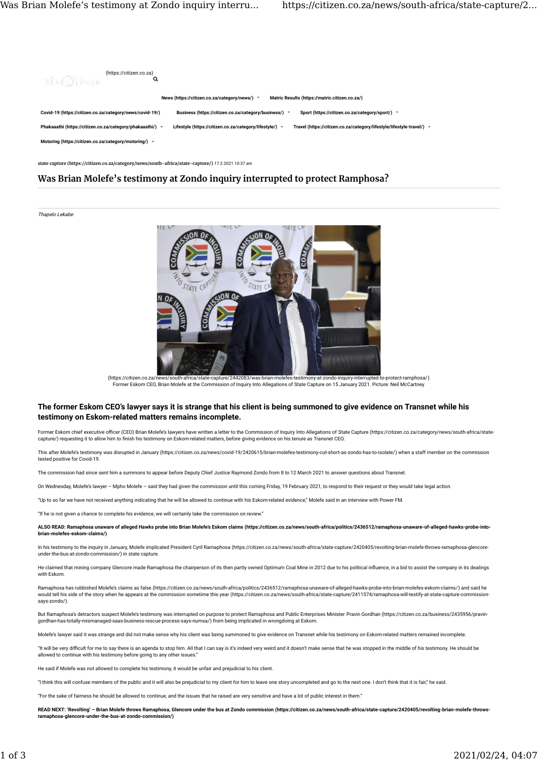(https://citizen.co.za)

News (https://citizen.co.za/category/news/) Matric Results (https://matric.citizen.co.za/)

Covid-19 (https://citizen.co.za/category/news/covid-19/) Business (https://citizen.co.za/category/business/) Sport (https://citizen.co.za/category/sport/)

Phakaaathi (https://citizen.co.za/category/phakaaathi/) Lifestyle (https://citizen.co.za/category/lifestyle/) Travel (https://citizen.co.za/category/lifestyle/lifestyle-travel/)

Motoring (https://citizen.co.za/category/motoring/)

**state capture (https://citizen.co.za/category/news/south-africa/state-capture/)** 17.2.2021 10:37 am

# Was Brian Molefe's testimony at Zondo inquiry interrupted to protect Ramphosa?

*Thapelo Lekabe*

(https://citizen.co.za/news/south-africa/state-capture/2442083/was-brian-molefes-testimony-at-zondo-inquiry-interrupted-to-protect-ramphosa/)
Former Eskom CEO, Brian Molefe at the Commission of Inquiry Into Allegations of State Capture on 15 January 2021. Picture: Neil McCartney

**The former Eskom CEO's lawyer says it is strange that his client is being summoned to give evidence on Transnet while his testimony on Eskom-related matters remains incomplete.**

Former Eskom chief executive officer (CEO) Brian Molefe's lawyers have written a letter to the Commission of Inquiry Into Allegations of State Capture (https://citizen.co.za/category/news/south-africa/state-capture/) requesting it to allow him to finish his testimony on Eskom-related matters, before giving evidence on his tenure as Transnet CEO.

This after Molefe's testimony was disrupted in January (https://citizen.co.za/news/covid-19/2420615/brian-molefes-testimony-cut-short-as-zondo-has-to-isolate/) when a staff member on the commission tested positive for Covid-19.

The commission had since sent him a summons to appear before Deputy Chief Justice Raymond Zondo from 8 to 12 March 2021 to answer questions about Transnet.

On Wednesday, Molefe's lawyer – Mpho Molefe – said they had given the commission until this coming Friday, 19 February 2021, to respond to their request or they would take legal action.

"Up to so far we have not received anything indicating that he will be allowed to continue with his Eskom-related evidence," Molefe said in an interview with Power FM.

"If he is not given a chance to complete his evidence, we will certainly take the commission on review."

**ALSO READ: Ramaphosa unaware of alleged Hawks probe into Brian Molefe's Eskom claims (https://citizen.co.za/news/south-africa/politics/2436512/ramaphosa-unaware-of-alleged-hawks-probe-into-brian-molefes-eskom-claims/)**

In his testimony to the inquiry in January, Molefe implicated President Cyril Ramaphosa (https://citizen.co.za/news/south-africa/state-capture/2420405/revolting-brian-molefe-throws-ramaphosa-glencore-under-the-bus-at-zondo-commission/) in state capture.

He claimed that mining company Glencore made Ramaphosa the chairperson of its then partly owned Optimum Coal Mine in 2012 due to his political influence, in a bid to assist the company in its dealings with Eskom.

Ramaphosa has rubbished Molefe's claims as false (https://citizen.co.za/news/south-africa/politics/2436512/ramaphosa-unaware-of-alleged-hawks-probe-into-brian-molefes-eskom-claims/) and said he would tell his side of the story when he appears at the commission sometime this year (https://citizen.co.za/news/south-africa/state-capture/2411574/ramaphosa-will-testify-at-state-capture-commission-says-zondo/).

But Ramaphosa's detractors suspect Molefe's testimony was interrupted on purpose to protect Ramaphosa and Public Enterprises Minister Pravin Gordhan (https://citizen.co.za/business/2435956/pravin-gordhan-has-totally-mismanaged-saas-business-rescue-process-says-numsa/) from being implicated in wrongdoing at Eskom.

Molefe's lawyer said it was strange and did not make sense why his client was being summoned to give evidence on Transnet while his testimony on Eskom-related matters remained incomplete.

"It will be very difficult for me to say there is an agenda to stop him. All that I can say is it's indeed very weird and it doesn't make sense that he was stopped in the middle of his testimony. He should be allowed to continue with his testimony before going to any other issues."

He said if Molefe was not allowed to complete his testimony, it would be unfair and prejudicial to his client.

"I think this will confuse members of the public and it will also be prejudicial to my client for him to leave one story uncompleted and go to the next one. I don't think that it is fair," he said.

"For the sake of fairness he should be allowed to continue, and the issues that he raised are very sensitive and have a lot of public interest in them."

**READ NEXT: 'Revolting' – Brian Molefe throws Ramaphosa, Glencore under the bus at Zondo commission (https://citizen.co.za/news/south-africa/state-capture/2420405/revolting-brian-molefe-throws-ramaphosa-glencore-under-the-bus-at-zondo-commission/)**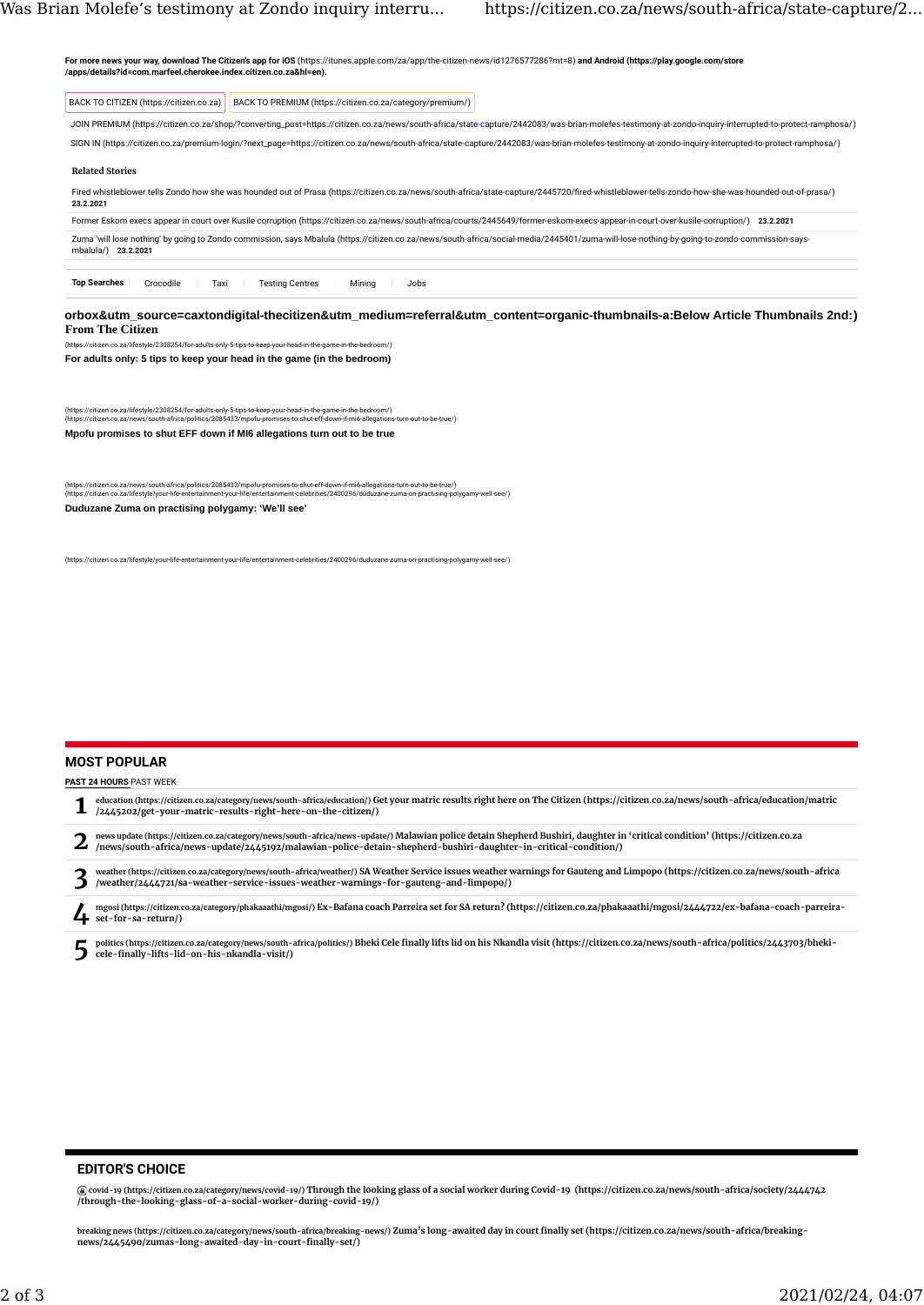**For more news your way, download The Citizen's app for iOS** (https://itunes.apple.com/za/app/the-citizen-news/id1276577286?mt=8) **and Android (https://play.google.com/store/apps/details?id=com.marfeel.cherokee.index.citizen.co.za&hl=en).**

BACK TO CITIZEN (https://citizen.co.za) BACK TO PREMIUM (https://citizen.co.za/category/premium/)

JOIN PREMIUM (https://citizen.co.za/shop/?converting_post=https://citizen.co.za/news/south-africa/state-capture/2442083/was-brian-molefes-testimony-at-zondo-inquiry-interrupted-to-protect-ramphosa/)

SIGN IN (https://citizen.co.za/premium-login/?next_page=https://citizen.co.za/news/south-africa/state-capture/2442083/was-brian-molefes-testimony-at-zondo-inquiry-interrupted-to-protect-ramphosa/)

**Related Stories**

Fired whistleblower tells Zondo how she was hounded out of Prasa (https://citizen.co.za/news/south-africa/state-capture/2445720/fired-whistleblower-tells-zondo-how-she-was-hounded-out-of-prasa/) **23.2.2021**

Former Eskom execs appear in court over Kusile corruption (https://citizen.co.za/news/south-africa/courts/2445649/former-eskom-execs-appear-in-court-over-kusile-corruption/) **23.2.2021**

Zuma 'will lose nothing' by going to Zondo commission, says Mbalula (https://citizen.co.za/news/south-africa/social-media/2445401/zuma-will-lose-nothing-by-going-to-zondo-commission-says-mbalula/) **23.2.2021**

**Top Searches** Crocodile Taxi Testing Centres Mining Jobs

**orbox&utm_source=caxtondigital-thecitizen&utm_medium=referral&utm_content=organic-thumbnails-a:Below Article Thumbnails 2nd:)**

**From The Citizen**

(https://citizen.co.za/lifestyle/2308254/for-adults-only-5-tips-to-keep-your-head-in-the-game-in-the-bedroom/)

**For adults only: 5 tips to keep your head in the game (in the bedroom)**

(https://citizen.co.za/lifestyle/2308254/for-adults-only-5-tips-to-keep-your-head-in-the-game-in-the-bedroom/)
(https://citizen.co.za/news/south-africa/politics/2085433/mpofu-promises-to-shut-eff-down-if-mi6-allegations-turn-out-to-be-true/)

**Mpofu promises to shut EFF down if MI6 allegations turn out to be true**

(https://citizen.co.za/news/south-africa/politics/2085433/mpofu-promises-to-shut-eff-down-if-mi6-allegations-turn-out-to-be-true/)
(https://citizen.co.za/lifestyle/your-life-entertainment-your-life/entertainment-celebrities/2400296/duduzane-zuma-on-practising-polygamy-well-see/)

**Duduzane Zuma on practising polygamy: 'We'll see'**

(https://citizen.co.za/lifestyle/your-life-entertainment-your-life/entertainment-celebrities/2400296/duduzane-zuma-on-practising-polygamy-well-see/)

## MOST POPULAR

**PAST 24 HOURS** PAST WEEK

1. education (https://citizen.co.za/category/news/south-africa/education/) Get your matric results right here on The Citizen (https://citizen.co.za/news/south-africa/education/matric/2445202/get-your-matric-results-right-here-on-the-citizen/)
2. news update (https://citizen.co.za/category/news/south-africa/news-update/) Malawian police detain Shepherd Bushiri, daughter in 'critical condition' (https://citizen.co.za/news/south-africa/news-update/2445192/malawian-police-detain-shepherd-bushiri-daughter-in-critical-condition/)
3. weather (https://citizen.co.za/category/news/south-africa/weather/) SA Weather Service issues weather warnings for Gauteng and Limpopo (https://citizen.co.za/news/south-africa/weather/2444721/sa-weather-service-issues-weather-warnings-for-gauteng-and-limpopo/)
4. mgosi (https://citizen.co.za/category/phakaaathi/mgosi/) Ex-Bafana coach Parreira set for SA return? (https://citizen.co.za/phakaaathi/mgosi/2444722/ex-bafana-coach-parreira-set-for-sa-return/)
5. politics (https://citizen.co.za/category/news/south-africa/politics/) Bheki Cele finally lifts lid on his Nkandla visit (https://citizen.co.za/news/south-africa/politics/2443703/bheki-cele-finally-lifts-lid-on-his-nkandla-visit/)

## EDITOR'S CHOICE

covid-19 (https://citizen.co.za/category/news/covid-19/) Through the looking glass of a social worker during Covid-19 (https://citizen.co.za/news/south-africa/society/2444742/through-the-looking-glass-of-a-social-worker-during-covid-19/)

breaking news (https://citizen.co.za/category/news/south-africa/breaking-news/) Zuma's long-awaited day in court finally set (https://citizen.co.za/news/south-africa/breaking-news/2445490/zumas-long-awaited-day-in-court-finally-set/)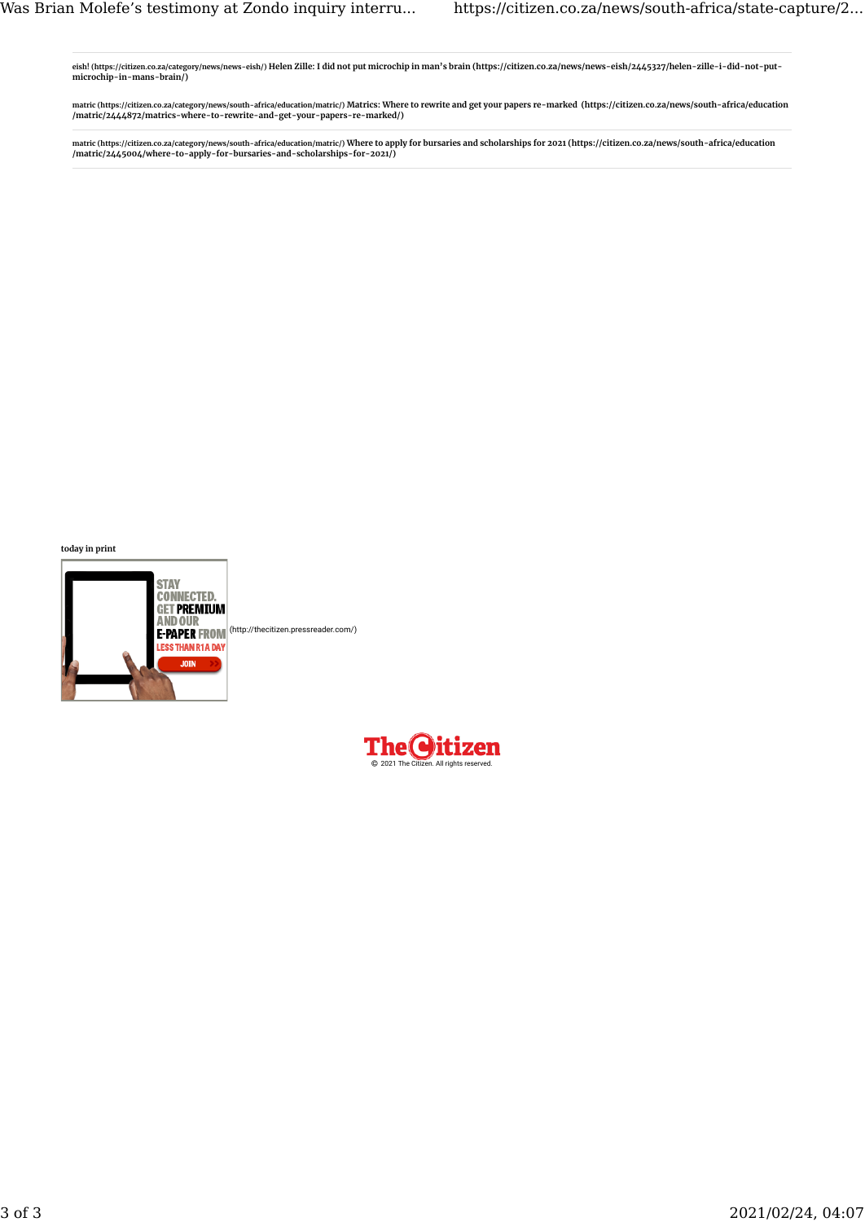eish! (https://citizen.co.za/category/news/news-eish/) Helen Zille: I did not put microchip in man's brain (https://citizen.co.za/news/news-eish/2445327/helen-zille-i-did-not-put-microchip-in-mans-brain/)

matric (https://citizen.co.za/category/news/south-africa/education/matric/) Matrics: Where to rewrite and get your papers re-marked (https://citizen.co.za/news/south-africa/education/matric/2444872/matrics-where-to-rewrite-and-get-your-papers-re-marked/)

matric (https://citizen.co.za/category/news/south-africa/education/matric/) Where to apply for bursaries and scholarships for 2021 (https://citizen.co.za/news/south-africa/education/matric/2445004/where-to-apply-for-bursaries-and-scholarships-for-2021/)

today in print

STAY CONNECTED. GET PREMIUM AND OUR E-PAPER FROM LESS THAN R1 A DAY JOIN (http://thecitizen.pressreader.com/)

The Citizen

© 2021 The Citizen. All rights reserved.